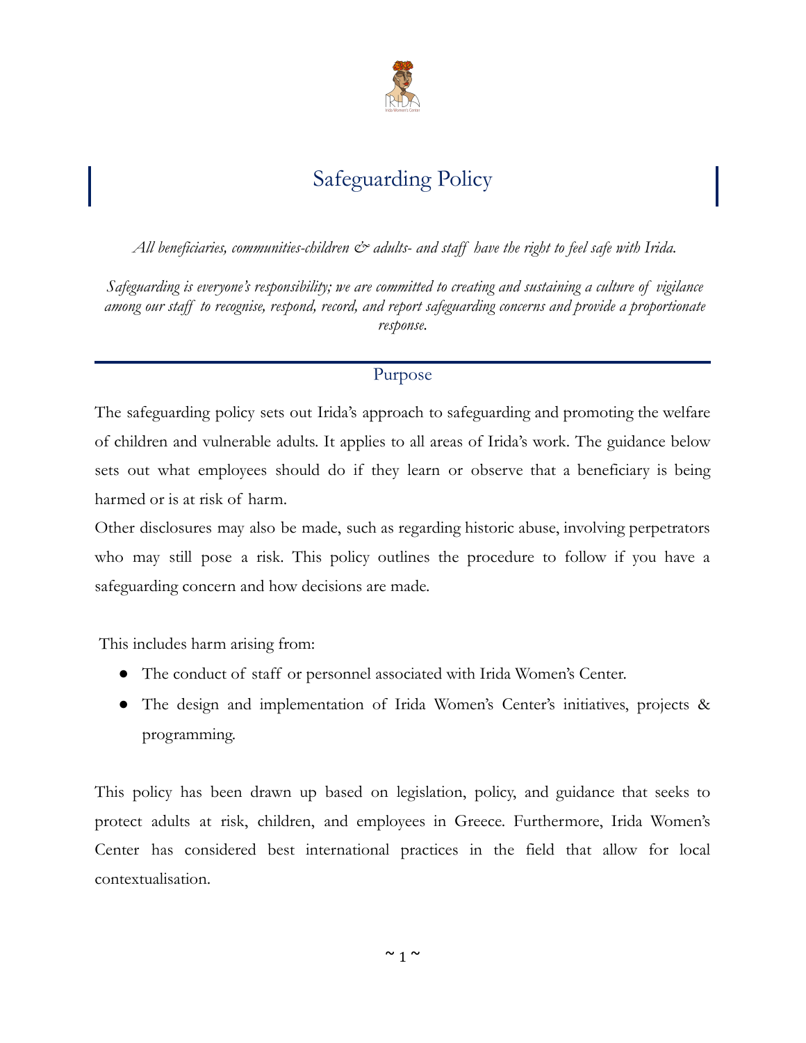# Safeguarding Policy

*All beneficiaries, communities-children & adults- and staff have the right to feel safe with Irida.*

*Safeguarding is everyone's responsibility; we are committed to creating and sustaining a culture of vigilance among our staff to recognise, respond, record, and report safeguarding concerns and provide a proportionate response.*

## Purpose

The safeguarding policy sets out Irida's approach to safeguarding and promoting the welfare of children and vulnerable adults. It applies to all areas of Irida's work. The guidance below sets out what employees should do if they learn or observe that a beneficiary is being harmed or is at risk of harm.

Other disclosures may also be made, such as regarding historic abuse, involving perpetrators who may still pose a risk. This policy outlines the procedure to follow if you have a safeguarding concern and how decisions are made.

This includes harm arising from:

- The conduct of staff or personnel associated with Irida Women's Center.
- The design and implementation of Irida Women's Center's initiatives, projects & programming.

This policy has been drawn up based on legislation, policy, and guidance that seeks to protect adults at risk, children, and employees in Greece. Furthermore, Irida Women's Center has considered best international practices in the field that allow for local contextualisation.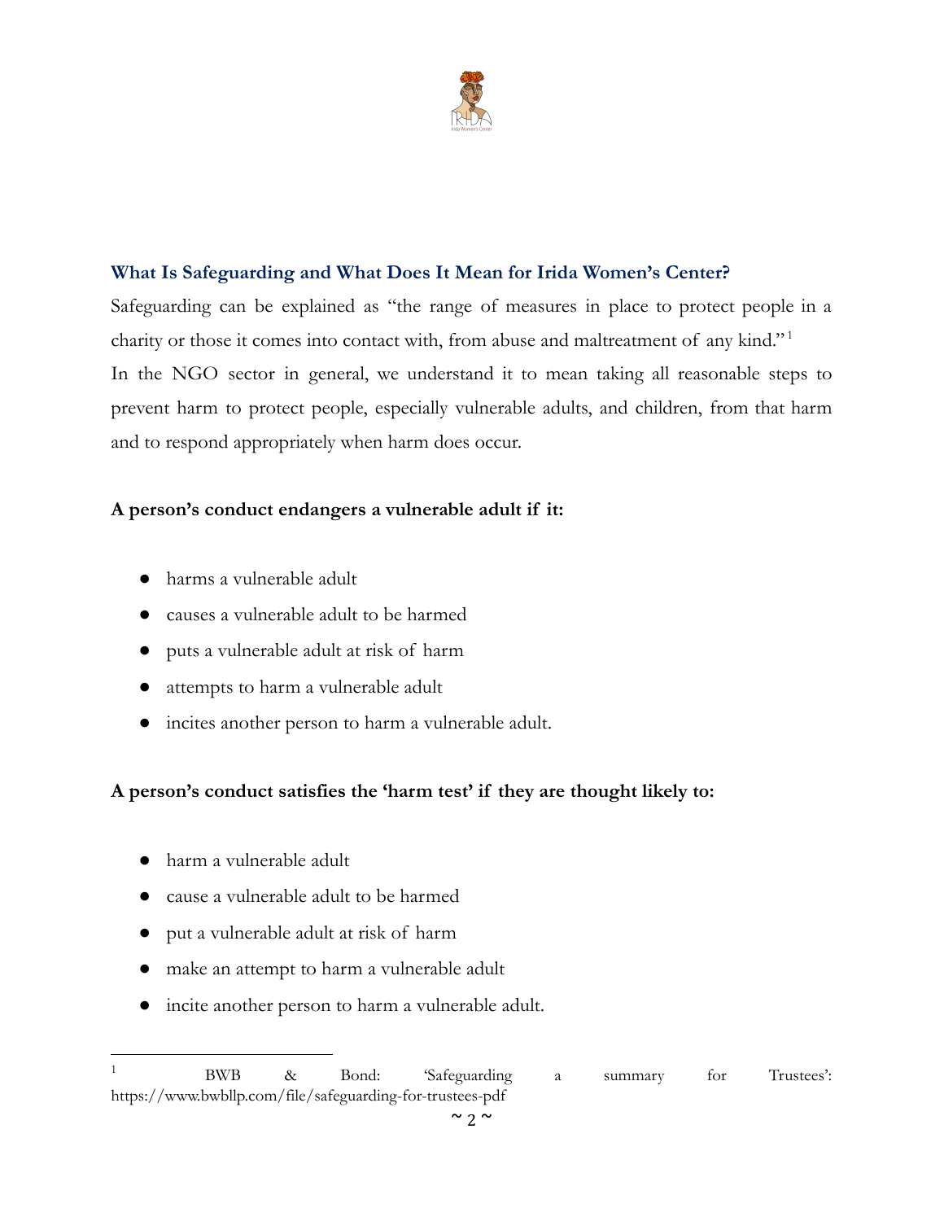## What Is Safeguarding and What Does It Mean for Irida Women's Center?

Safeguarding can be explained as "the range of measures in place to protect people in a charity or those it comes into contact with, from abuse and maltreatment of any kind."[1]

In the NGO sector in general, we understand it to mean taking all reasonable steps to prevent harm to protect people, especially vulnerable adults, and children, from that harm and to respond appropriately when harm does occur.

**A person's conduct endangers a vulnerable adult if it:**

- harms a vulnerable adult
- causes a vulnerable adult to be harmed
- puts a vulnerable adult at risk of harm
- attempts to harm a vulnerable adult
- incites another person to harm a vulnerable adult.

**A person's conduct satisfies the 'harm test' if they are thought likely to:**

- harm a vulnerable adult
- cause a vulnerable adult to be harmed
- put a vulnerable adult at risk of harm
- make an attempt to harm a vulnerable adult
- incite another person to harm a vulnerable adult.

---

[1] BWB & Bond: 'Safeguarding a summary for Trustees': https://www.bwbllp.com/file/safeguarding-for-trustees-pdf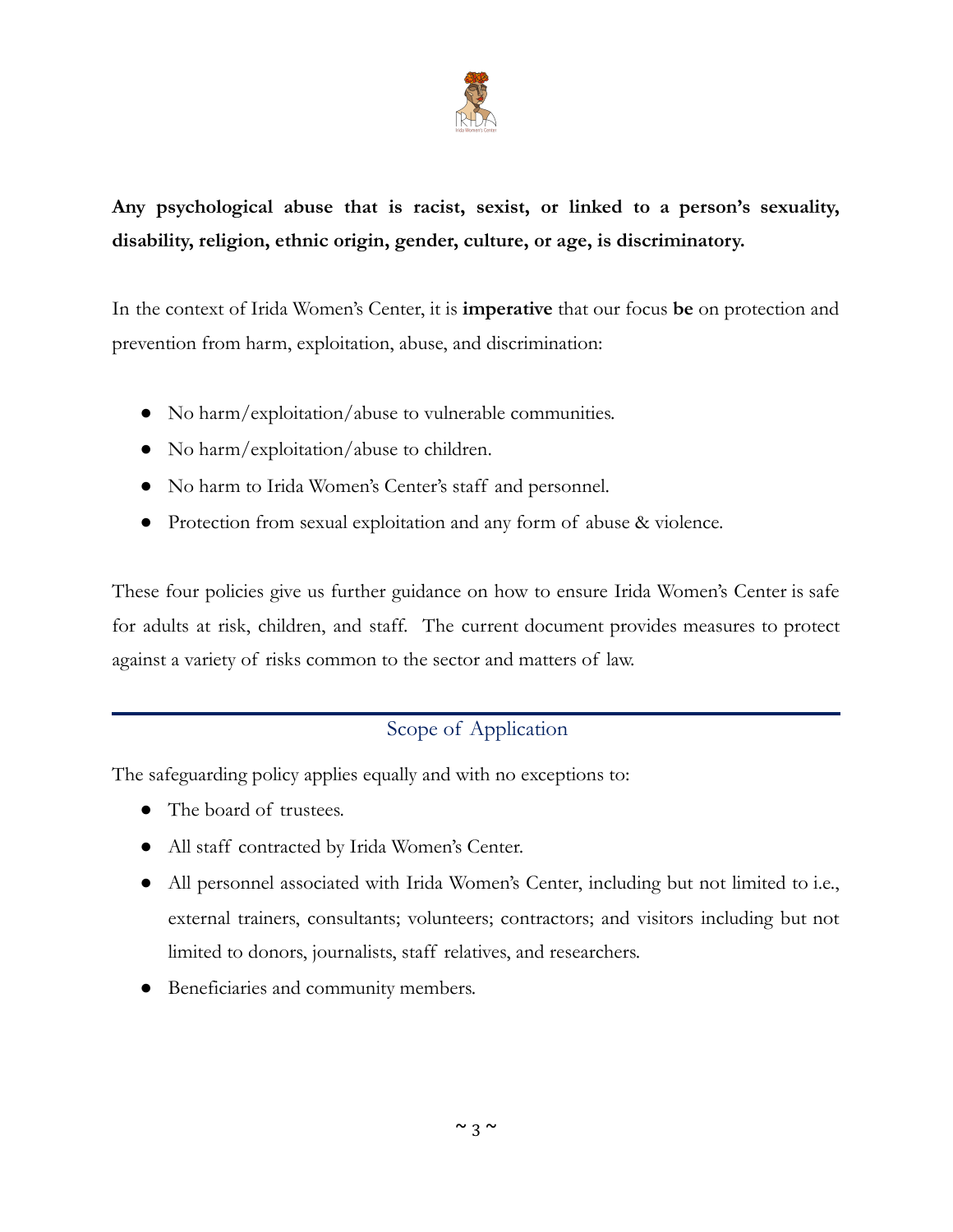**Any psychological abuse that is racist, sexist, or linked to a person's sexuality, disability, religion, ethnic origin, gender, culture, or age, is discriminatory.**

In the context of Irida Women's Center, it is **imperative** that our focus **be** on protection and prevention from harm, exploitation, abuse, and discrimination:

- No harm/exploitation/abuse to vulnerable communities.
- No harm/exploitation/abuse to children.
- No harm to Irida Women's Center's staff and personnel.
- Protection from sexual exploitation and any form of abuse & violence.

These four policies give us further guidance on how to ensure Irida Women's Center is safe for adults at risk, children, and staff. The current document provides measures to protect against a variety of risks common to the sector and matters of law.

## Scope of Application

The safeguarding policy applies equally and with no exceptions to:

- The board of trustees.
- All staff contracted by Irida Women's Center.
- All personnel associated with Irida Women's Center, including but not limited to i.e., external trainers, consultants; volunteers; contractors; and visitors including but not limited to donors, journalists, staff relatives, and researchers.
- Beneficiaries and community members.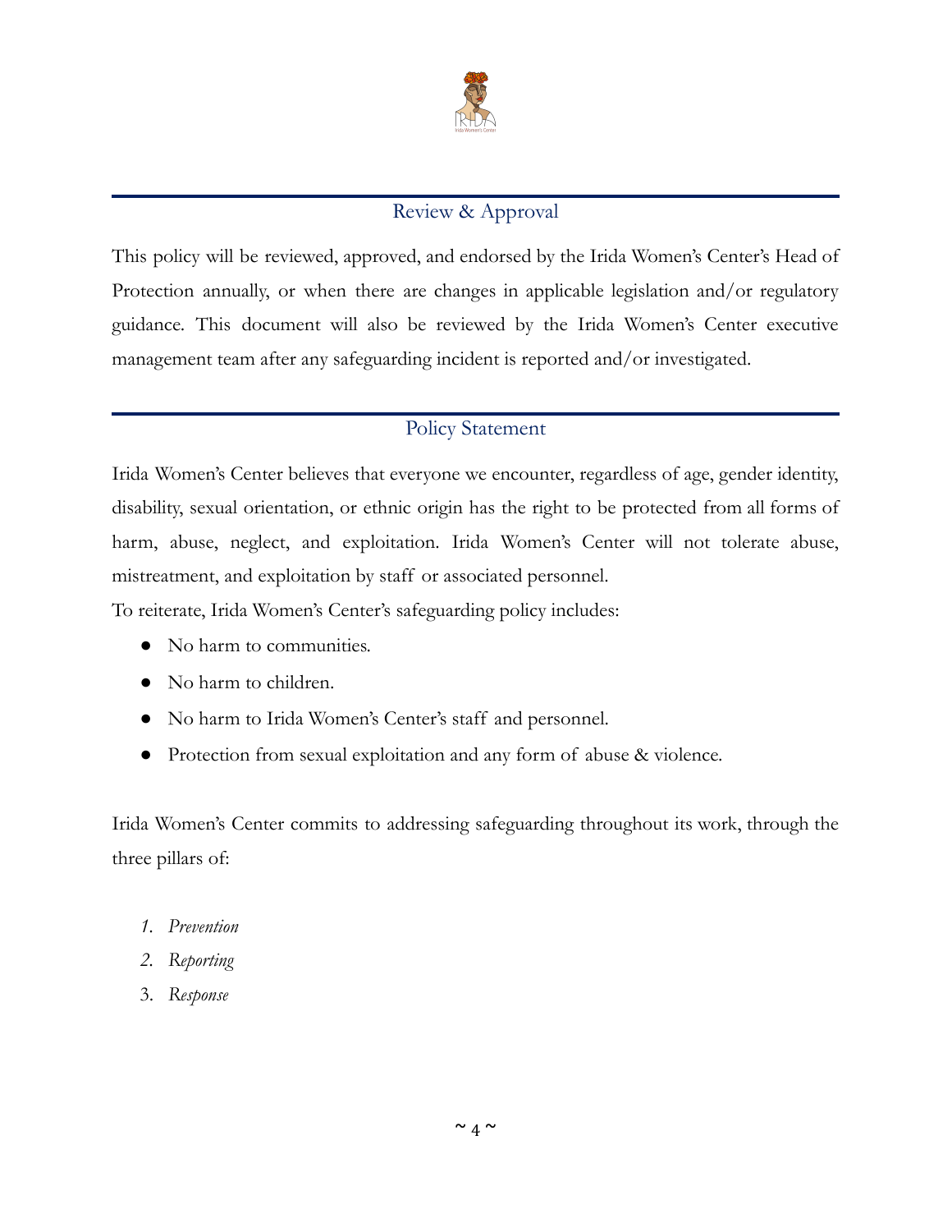## Review & Approval

This policy will be reviewed, approved, and endorsed by the Irida Women's Center's Head of Protection annually, or when there are changes in applicable legislation and/or regulatory guidance. This document will also be reviewed by the Irida Women's Center executive management team after any safeguarding incident is reported and/or investigated.

## Policy Statement

Irida Women's Center believes that everyone we encounter, regardless of age, gender identity, disability, sexual orientation, or ethnic origin has the right to be protected from all forms of harm, abuse, neglect, and exploitation. Irida Women's Center will not tolerate abuse, mistreatment, and exploitation by staff or associated personnel.

To reiterate, Irida Women's Center's safeguarding policy includes:

- No harm to communities.
- No harm to children.
- No harm to Irida Women's Center's staff and personnel.
- Protection from sexual exploitation and any form of abuse & violence.

Irida Women's Center commits to addressing safeguarding throughout its work, through the three pillars of:

1. *Prevention*
2. *Reporting*
3. *Response*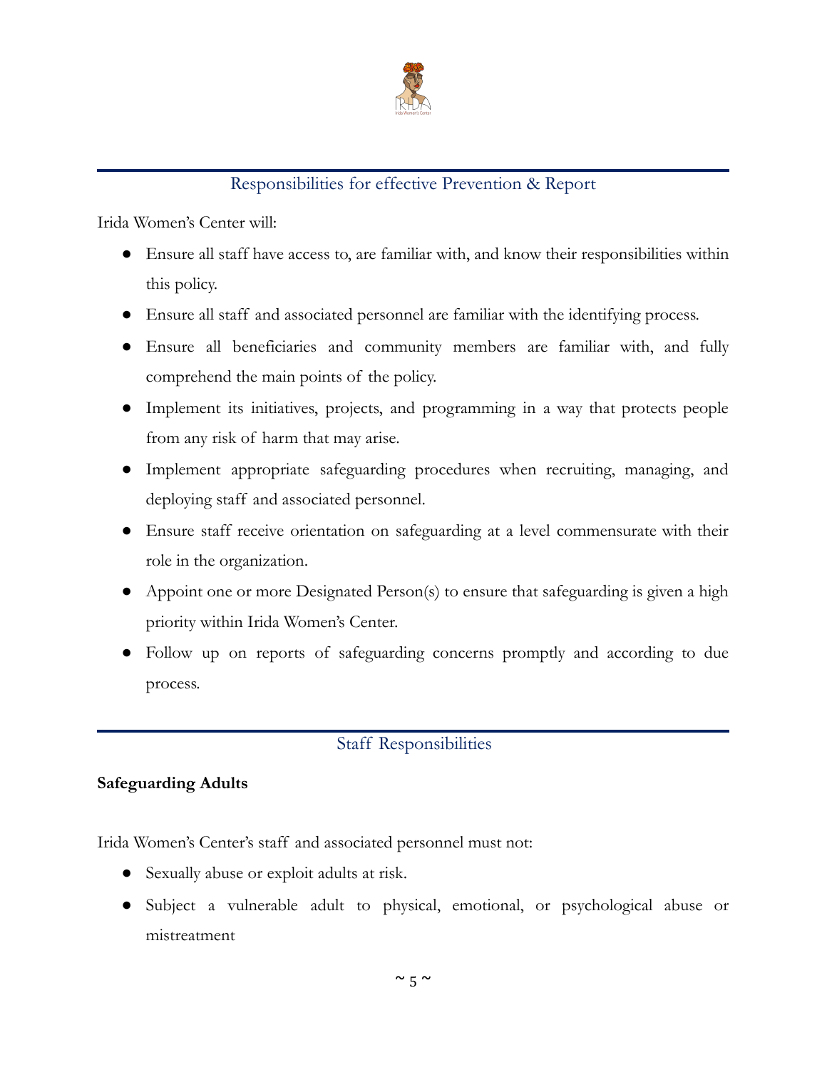## Responsibilities for effective Prevention & Report

Irida Women's Center will:

- Ensure all staff have access to, are familiar with, and know their responsibilities within this policy.
- Ensure all staff and associated personnel are familiar with the identifying process.
- Ensure all beneficiaries and community members are familiar with, and fully comprehend the main points of the policy.
- Implement its initiatives, projects, and programming in a way that protects people from any risk of harm that may arise.
- Implement appropriate safeguarding procedures when recruiting, managing, and deploying staff and associated personnel.
- Ensure staff receive orientation on safeguarding at a level commensurate with their role in the organization.
- Appoint one or more Designated Person(s) to ensure that safeguarding is given a high priority within Irida Women's Center.
- Follow up on reports of safeguarding concerns promptly and according to due process.

## Staff Responsibilities

**Safeguarding Adults**

Irida Women's Center's staff and associated personnel must not:

- Sexually abuse or exploit adults at risk.
- Subject a vulnerable adult to physical, emotional, or psychological abuse or mistreatment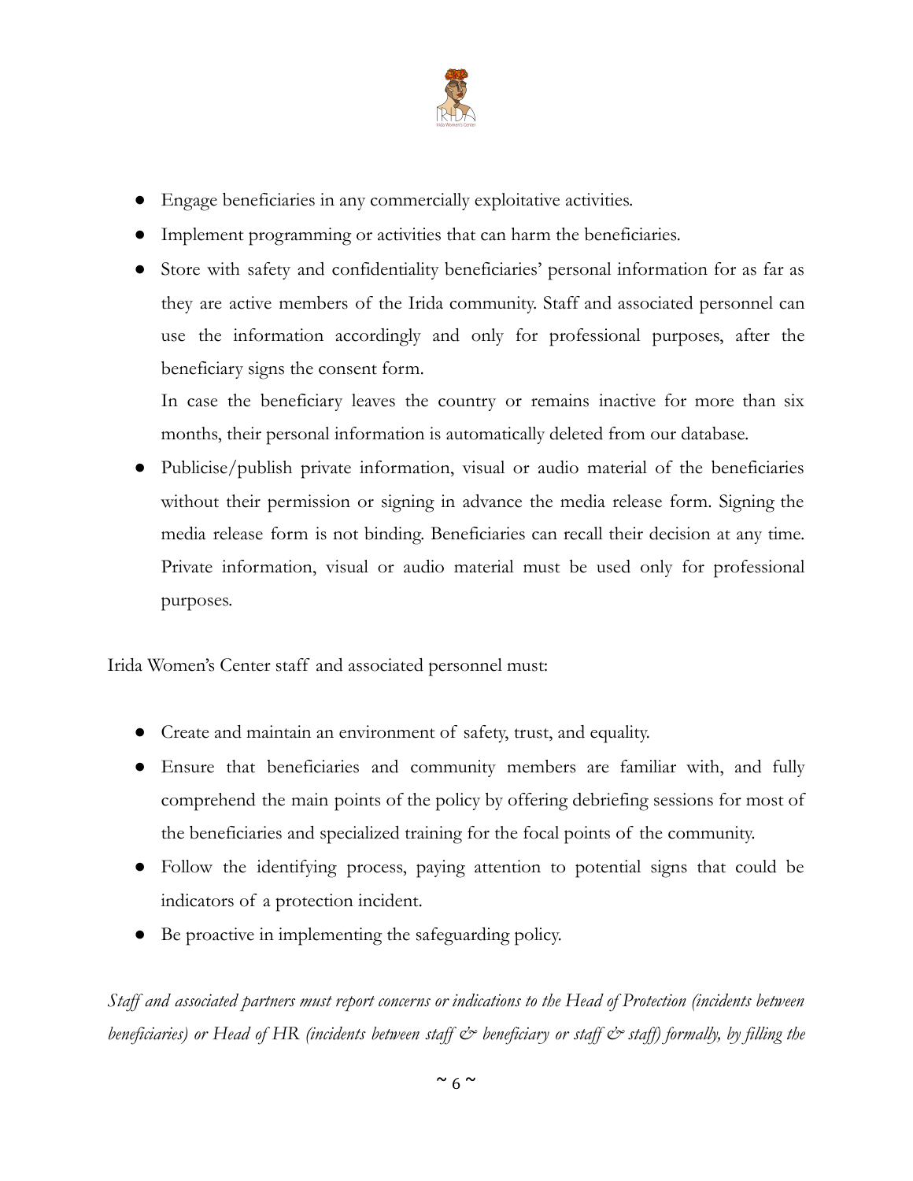- Engage beneficiaries in any commercially exploitative activities.
- Implement programming or activities that can harm the beneficiaries.
- Store with safety and confidentiality beneficiaries' personal information for as far as they are active members of the Irida community. Staff and associated personnel can use the information accordingly and only for professional purposes, after the beneficiary signs the consent form.

  In case the beneficiary leaves the country or remains inactive for more than six months, their personal information is automatically deleted from our database.
- Publicise/publish private information, visual or audio material of the beneficiaries without their permission or signing in advance the media release form. Signing the media release form is not binding. Beneficiaries can recall their decision at any time. Private information, visual or audio material must be used only for professional purposes.

Irida Women's Center staff and associated personnel must:

- Create and maintain an environment of safety, trust, and equality.
- Ensure that beneficiaries and community members are familiar with, and fully comprehend the main points of the policy by offering debriefing sessions for most of the beneficiaries and specialized training for the focal points of the community.
- Follow the identifying process, paying attention to potential signs that could be indicators of a protection incident.
- Be proactive in implementing the safeguarding policy.

*Staff and associated partners must report concerns or indications to the Head of Protection (incidents between beneficiaries) or Head of HR (incidents between staff & beneficiary or staff & staff) formally, by filling the*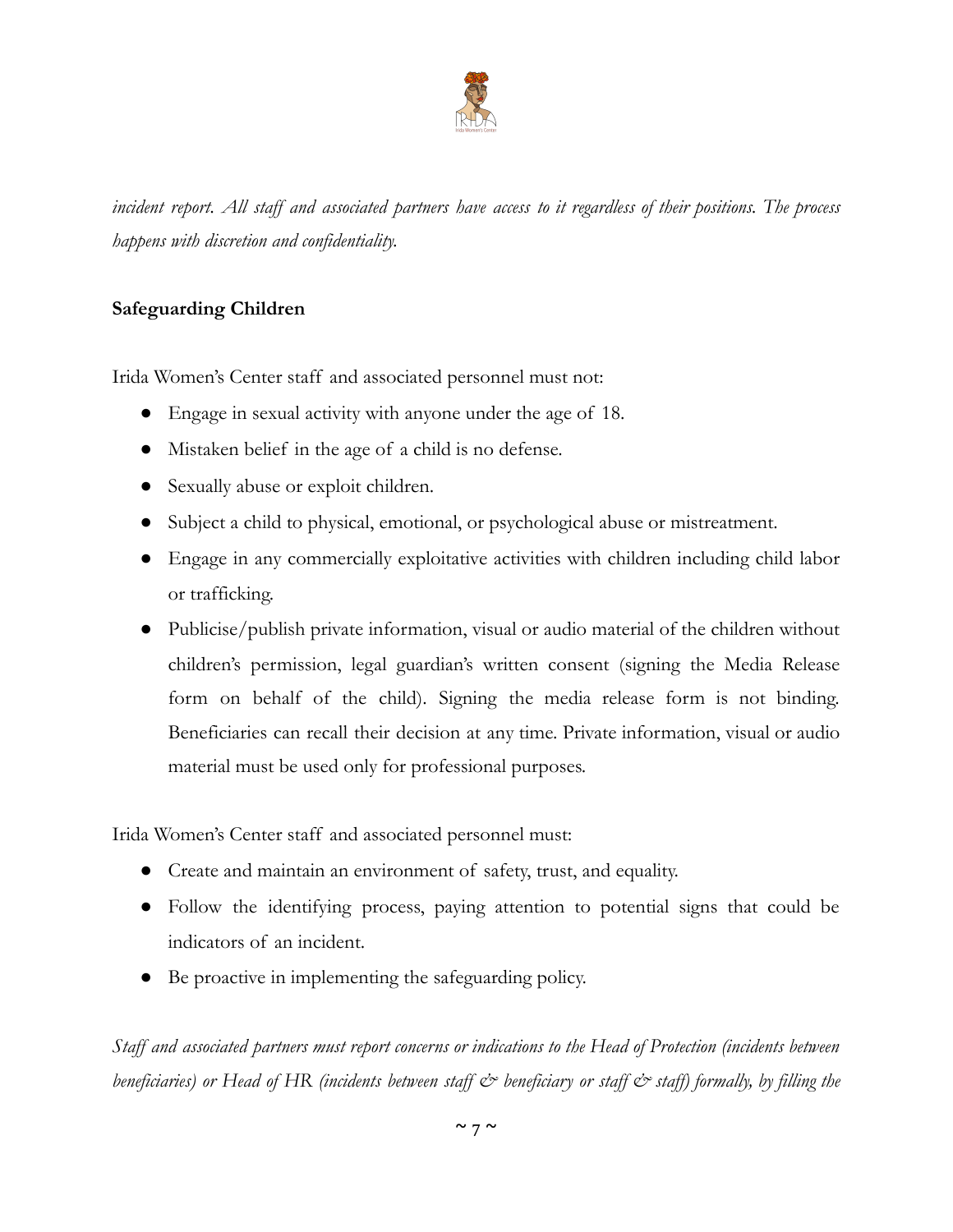*incident report. All staff and associated partners have access to it regardless of their positions. The process happens with discretion and confidentiality.*

**Safeguarding Children**

Irida Women's Center staff and associated personnel must not:

- Engage in sexual activity with anyone under the age of 18.
- Mistaken belief in the age of a child is no defense.
- Sexually abuse or exploit children.
- Subject a child to physical, emotional, or psychological abuse or mistreatment.
- Engage in any commercially exploitative activities with children including child labor or trafficking.
- Publicise/publish private information, visual or audio material of the children without children's permission, legal guardian's written consent (signing the Media Release form on behalf of the child). Signing the media release form is not binding. Beneficiaries can recall their decision at any time. Private information, visual or audio material must be used only for professional purposes.

Irida Women's Center staff and associated personnel must:

- Create and maintain an environment of safety, trust, and equality.
- Follow the identifying process, paying attention to potential signs that could be indicators of an incident.
- Be proactive in implementing the safeguarding policy.

*Staff and associated partners must report concerns or indications to the Head of Protection (incidents between beneficiaries) or Head of HR (incidents between staff & beneficiary or staff & staff) formally, by filling the*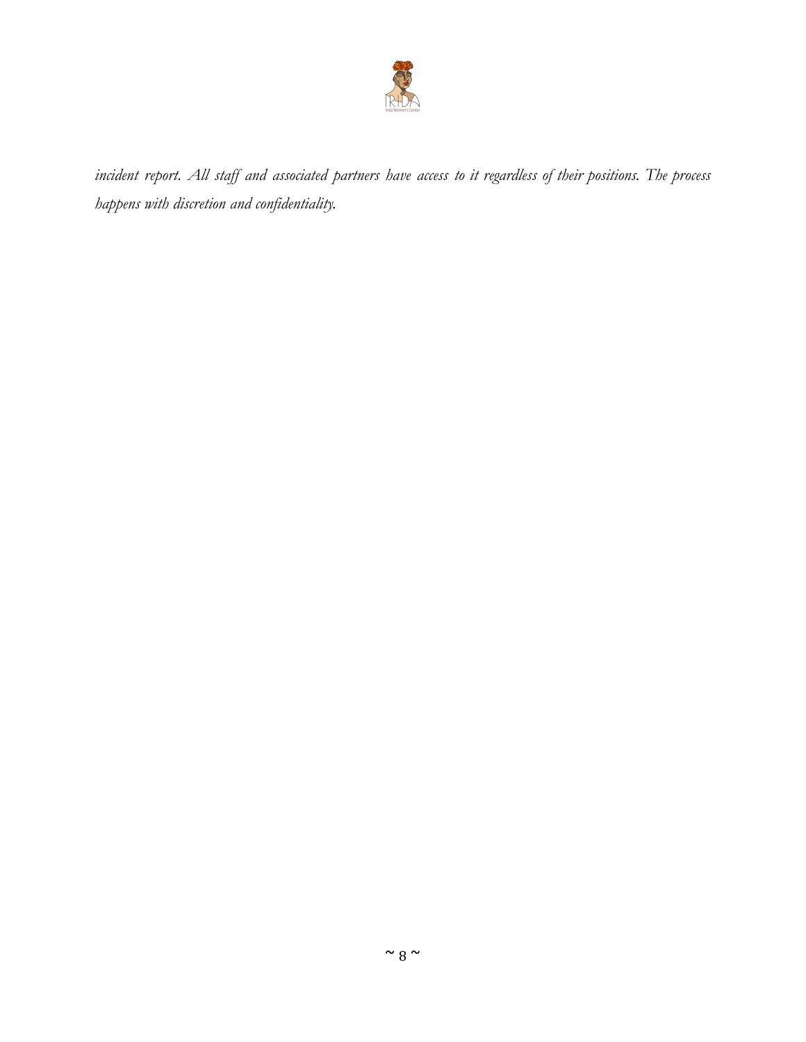*incident report. All staff and associated partners have access to it regardless of their positions. The process happens with discretion and confidentiality.*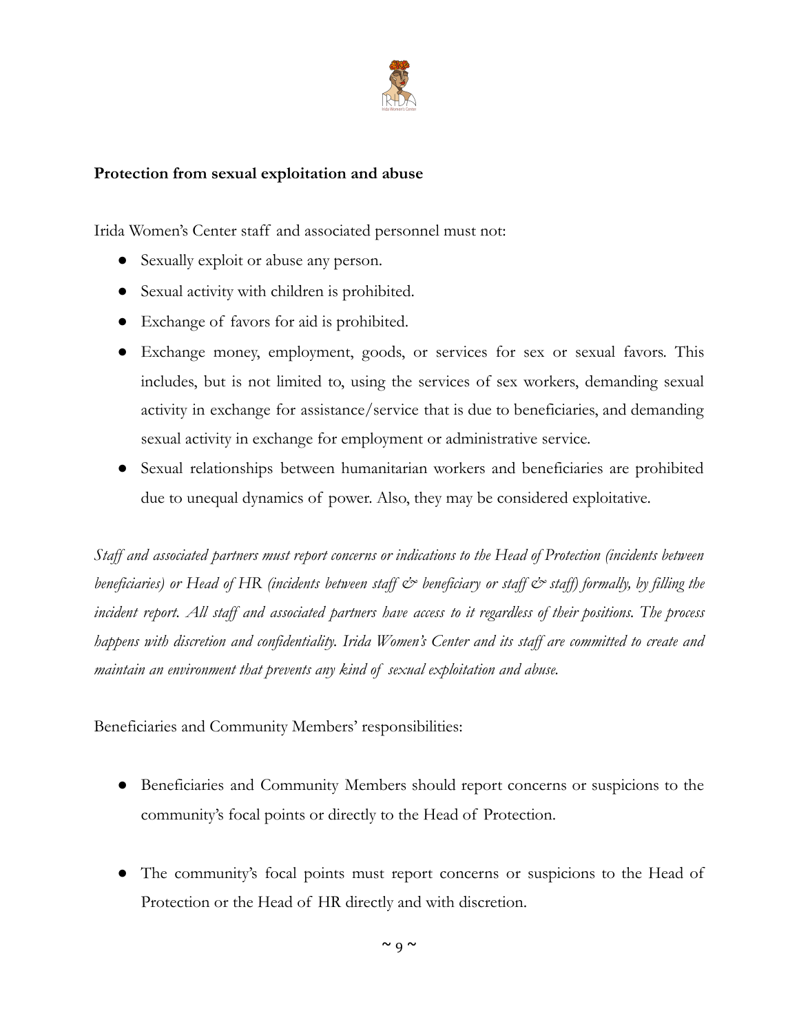**Protection from sexual exploitation and abuse**

Irida Women's Center staff and associated personnel must not:

- Sexually exploit or abuse any person.
- Sexual activity with children is prohibited.
- Exchange of favors for aid is prohibited.
- Exchange money, employment, goods, or services for sex or sexual favors. This includes, but is not limited to, using the services of sex workers, demanding sexual activity in exchange for assistance/service that is due to beneficiaries, and demanding sexual activity in exchange for employment or administrative service.
- Sexual relationships between humanitarian workers and beneficiaries are prohibited due to unequal dynamics of power. Also, they may be considered exploitative.

*Staff and associated partners must report concerns or indications to the Head of Protection (incidents between beneficiaries) or Head of HR (incidents between staff & beneficiary or staff & staff) formally, by filling the incident report. All staff and associated partners have access to it regardless of their positions. The process happens with discretion and confidentiality. Irida Women's Center and its staff are committed to create and maintain an environment that prevents any kind of sexual exploitation and abuse.*

Beneficiaries and Community Members' responsibilities:

- Beneficiaries and Community Members should report concerns or suspicions to the community's focal points or directly to the Head of Protection.

- The community's focal points must report concerns or suspicions to the Head of Protection or the Head of HR directly and with discretion.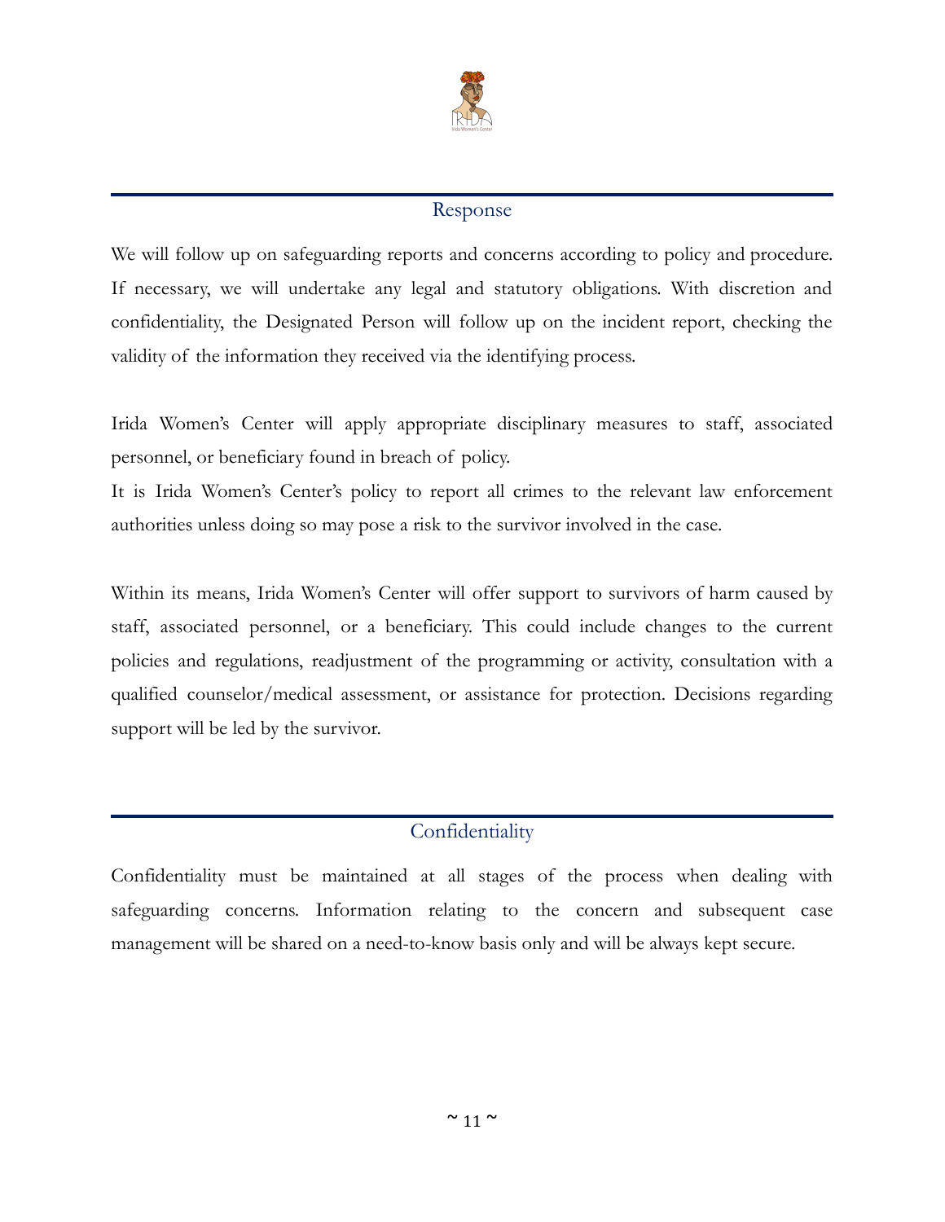## Response

We will follow up on safeguarding reports and concerns according to policy and procedure. If necessary, we will undertake any legal and statutory obligations. With discretion and confidentiality, the Designated Person will follow up on the incident report, checking the validity of the information they received via the identifying process.

Irida Women's Center will apply appropriate disciplinary measures to staff, associated personnel, or beneficiary found in breach of policy.

It is Irida Women's Center's policy to report all crimes to the relevant law enforcement authorities unless doing so may pose a risk to the survivor involved in the case.

Within its means, Irida Women's Center will offer support to survivors of harm caused by staff, associated personnel, or a beneficiary. This could include changes to the current policies and regulations, readjustment of the programming or activity, consultation with a qualified counselor/medical assessment, or assistance for protection. Decisions regarding support will be led by the survivor.

## Confidentiality

Confidentiality must be maintained at all stages of the process when dealing with safeguarding concerns. Information relating to the concern and subsequent case management will be shared on a need-to-know basis only and will be always kept secure.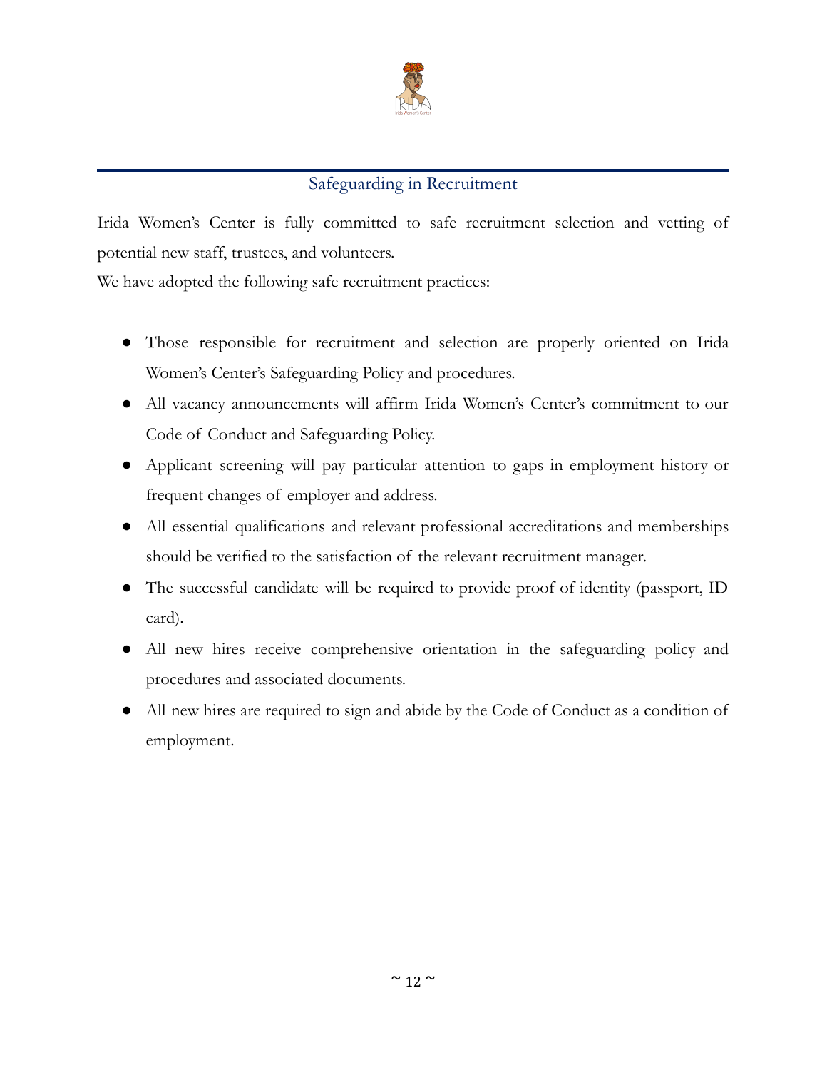## Safeguarding in Recruitment

Irida Women's Center is fully committed to safe recruitment selection and vetting of potential new staff, trustees, and volunteers.

We have adopted the following safe recruitment practices:

- Those responsible for recruitment and selection are properly oriented on Irida Women's Center's Safeguarding Policy and procedures.
- All vacancy announcements will affirm Irida Women's Center's commitment to our Code of Conduct and Safeguarding Policy.
- Applicant screening will pay particular attention to gaps in employment history or frequent changes of employer and address.
- All essential qualifications and relevant professional accreditations and memberships should be verified to the satisfaction of the relevant recruitment manager.
- The successful candidate will be required to provide proof of identity (passport, ID card).
- All new hires receive comprehensive orientation in the safeguarding policy and procedures and associated documents.
- All new hires are required to sign and abide by the Code of Conduct as a condition of employment.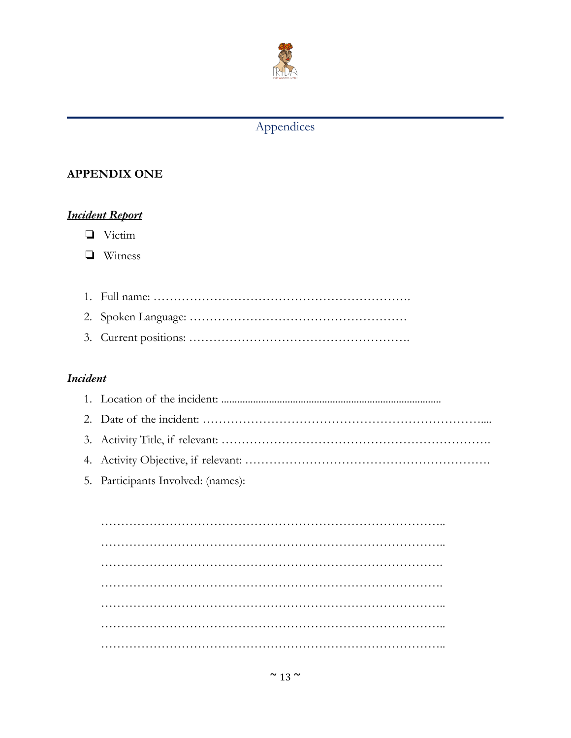# Appendices

## APPENDIX ONE

***Incident Report***

- ❏ Victim
- ❏ Witness

1. Full name: ……………………………………………………….
2. Spoken Language: ………………………………………………
3. Current positions: ……………………………………………….

***Incident***

1. Location of the incident: ...................................................................................
2. Date of the incident: ……………………………………………………….....
3. Activity Title, if relevant: ……………………………………………………….
4. Activity Objective, if relevant: ………………………………………………….
5. Participants Involved: (names):

……………………………………………………………………………..
……………………………………………………………………………..
…………………………………………………………………………….
…………………………………………………………………………….
……………………………………………………………………………..
……………………………………………………………………………..
……………………………………………………………………………..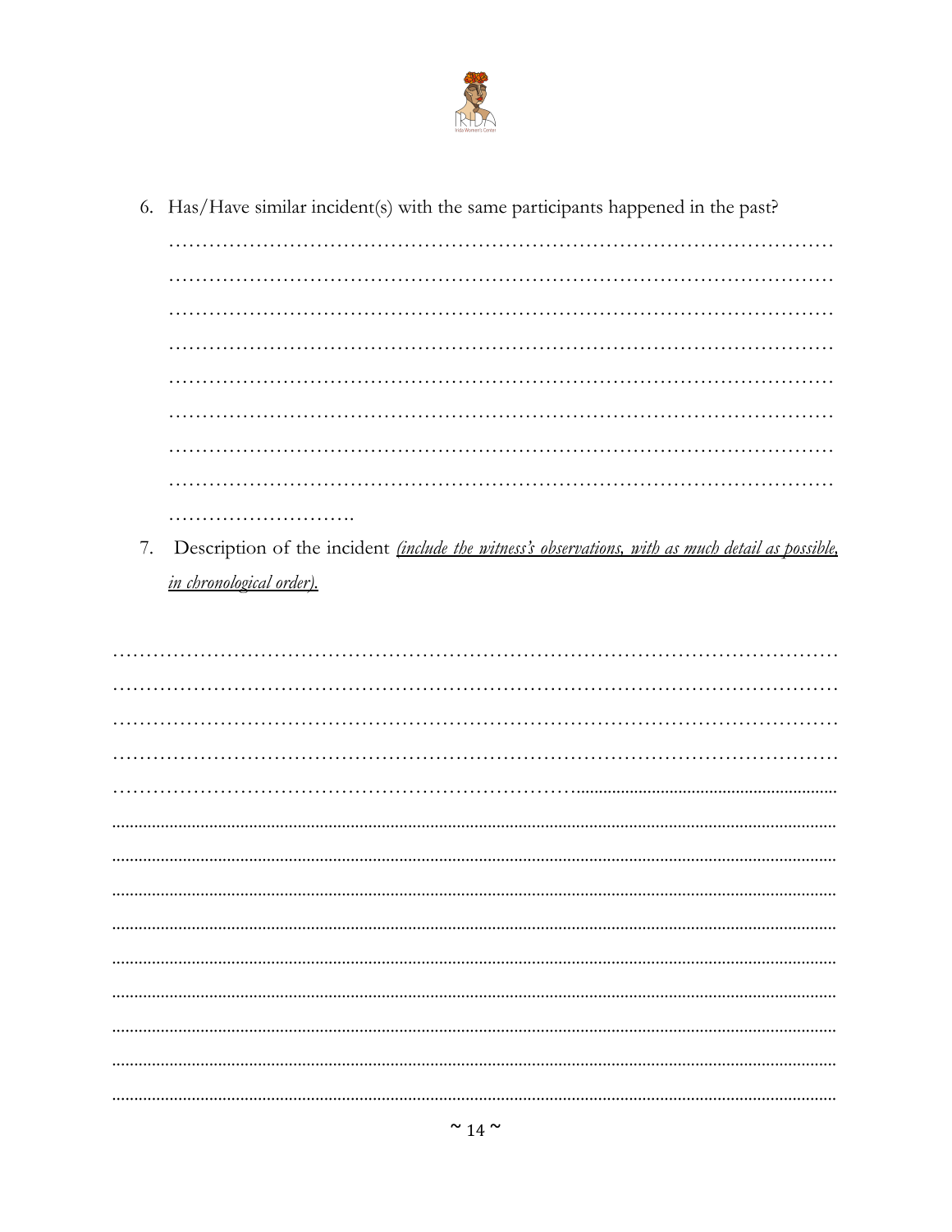6. Has/Have similar incident(s) with the same participants happened in the past?

………………………………………………………………………………………
………………………………………………………………………………………
………………………………………………………………………………………
………………………………………………………………………………………
………………………………………………………………………………………
………………………………………………………………………………………
………………………………………………………………………………………
………………………………………………………………………………………
……………………….

7. Description of the incident *(include the witness's observations, with as much detail as possible, in chronological order).*

………………………………………………………………………………………
………………………………………………………………………………………
………………………………………………………………………………………
………………………………………………………………………………………
………………………………………………………………………………………
………………………………………………………………………………………
………………………………………………………………………………………
………………………………………………………………………………………
………………………………………………………………………………………
………………………………………………………………………………………
………………………………………………………………………………………
………………………………………………………………………………………
………………………………………………………………………………………
………………………………………………………………………………………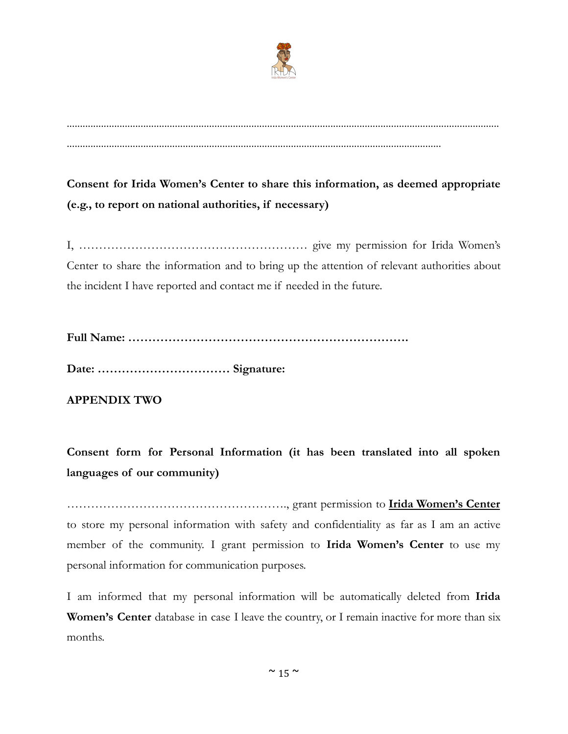.................................................................................................................................................................

.............................................................................................................................................

**Consent for Irida Women's Center to share this information, as deemed appropriate (e.g., to report on national authorities, if necessary)**

I, ………………………………………………… give my permission for Irida Women's Center to share the information and to bring up the attention of relevant authorities about the incident I have reported and contact me if needed in the future.

**Full Name: ……………………………………………………………**

**Date: …………………………… Signature:**

**APPENDIX TWO**

**Consent form for Personal Information (it has been translated into all spoken languages of our community)**

………………………………………………., grant permission to **<u>Irida Women's Center</u>** to store my personal information with safety and confidentiality as far as I am an active member of the community. I grant permission to **Irida Women's Center** to use my personal information for communication purposes.

I am informed that my personal information will be automatically deleted from **Irida Women's Center** database in case I leave the country, or I remain inactive for more than six months.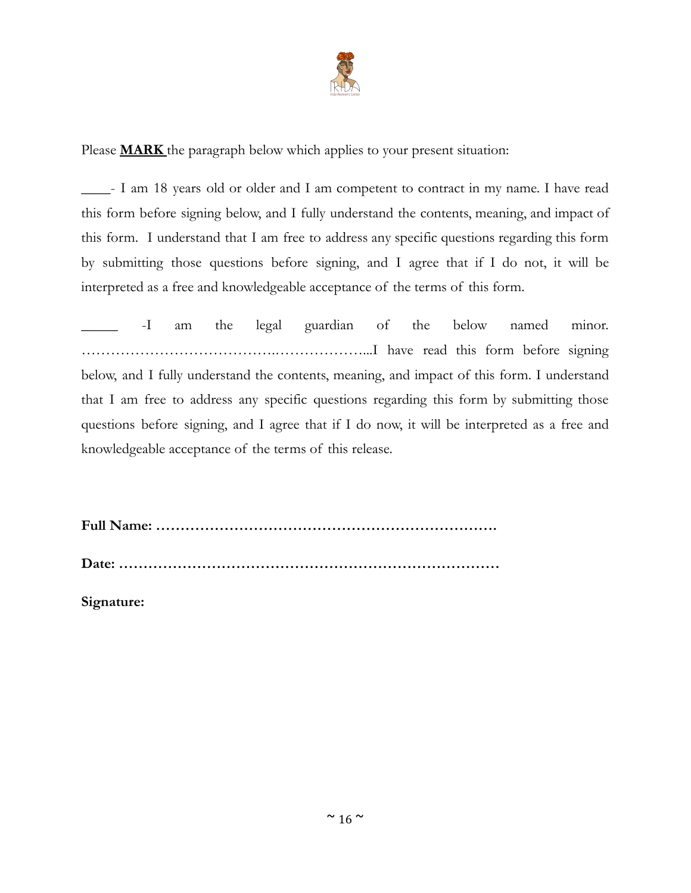Please **MARK** the paragraph below which applies to your present situation:

____- I am 18 years old or older and I am competent to contract in my name. I have read this form before signing below, and I fully understand the contents, meaning, and impact of this form. I understand that I am free to address any specific questions regarding this form by submitting those questions before signing, and I agree that if I do not, it will be interpreted as a free and knowledgeable acceptance of the terms of this form.

_____ -I am the legal guardian of the below named minor. …………………………………..………………...I have read this form before signing below, and I fully understand the contents, meaning, and impact of this form. I understand that I am free to address any specific questions regarding this form by submitting those questions before signing, and I agree that if I do now, it will be interpreted as a free and knowledgeable acceptance of the terms of this release.

**Full Name: …………………………………………………………….**

**Date: ……………………………………………………………………**

**Signature:**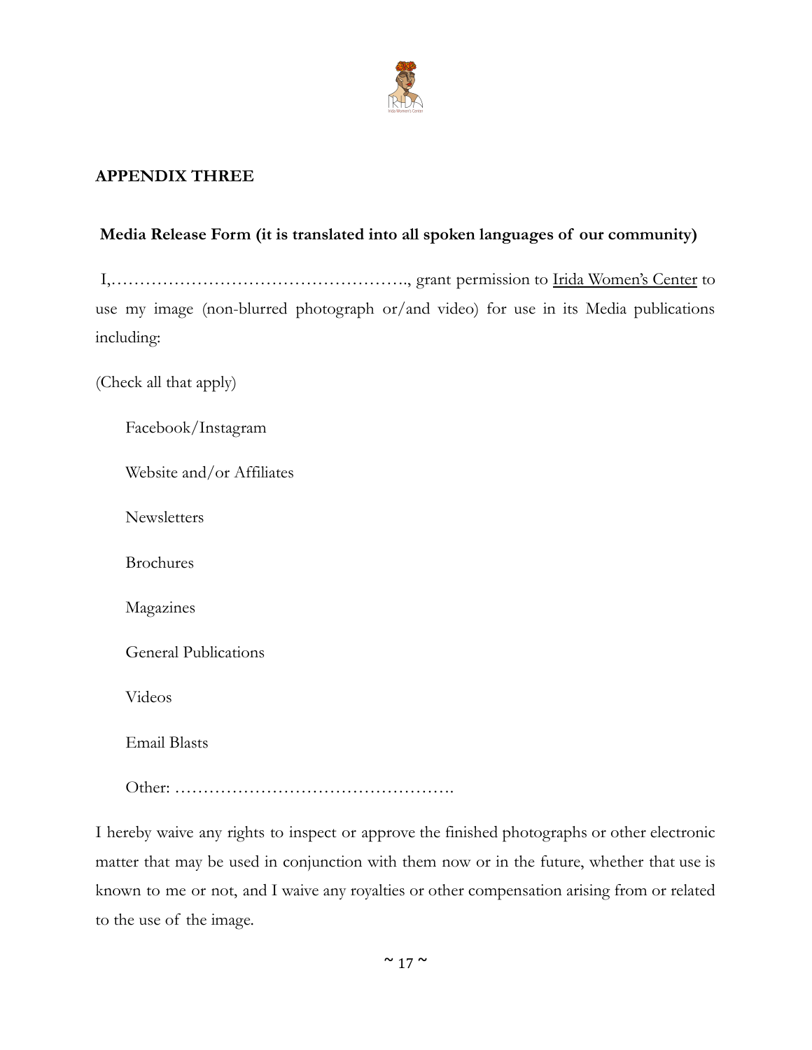## APPENDIX THREE

**Media Release Form (it is translated into all spoken languages of our community)**

I,…………………………………………….., grant permission to Irida Women's Center to use my image (non-blurred photograph or/and video) for use in its Media publications including:

(Check all that apply)

- Facebook/Instagram
- Website and/or Affiliates
- Newsletters
- Brochures
- Magazines
- General Publications
- Videos
- Email Blasts
- Other: ………………………………………….

I hereby waive any rights to inspect or approve the finished photographs or other electronic matter that may be used in conjunction with them now or in the future, whether that use is known to me or not, and I waive any royalties or other compensation arising from or related to the use of the image.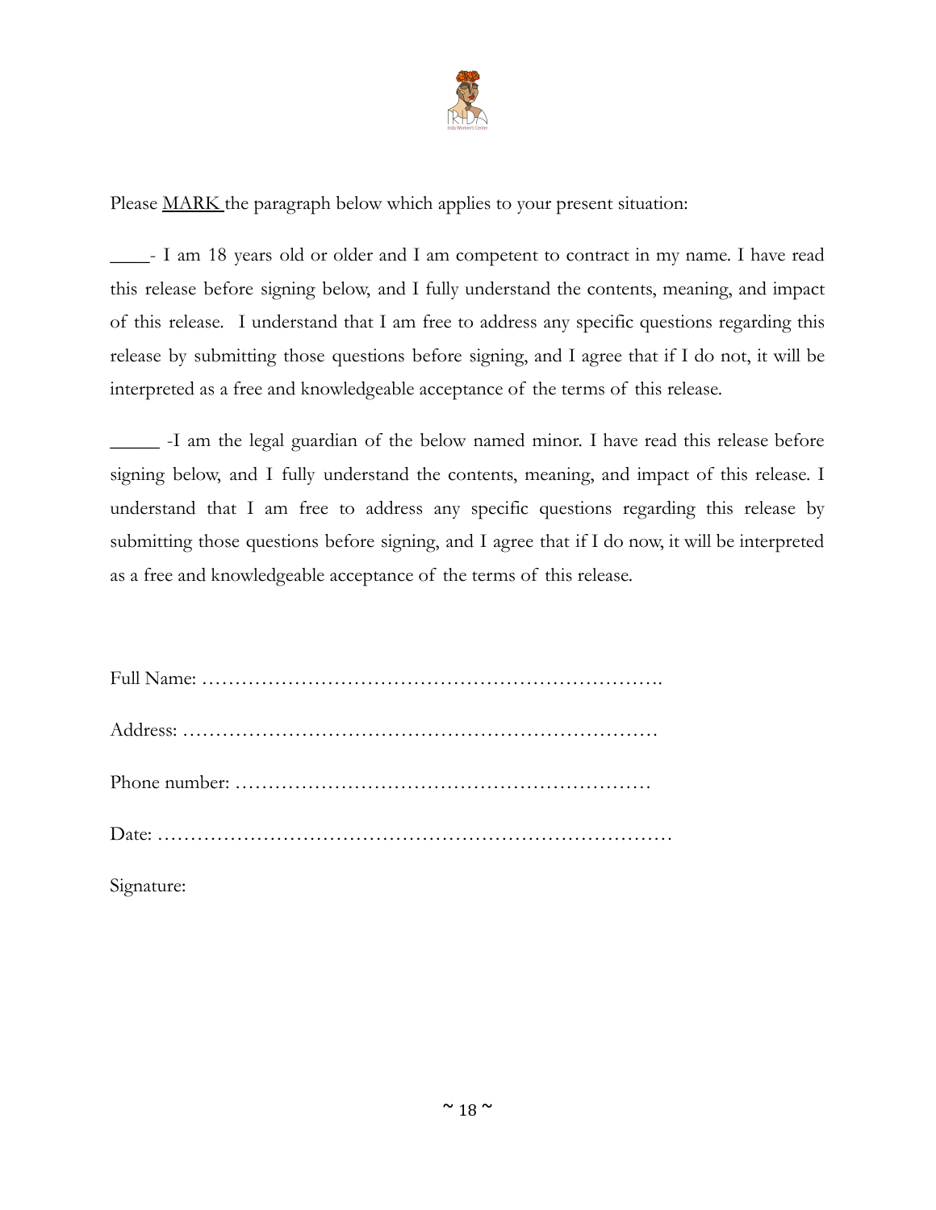Please MARK the paragraph below which applies to your present situation:

____- I am 18 years old or older and I am competent to contract in my name. I have read this release before signing below, and I fully understand the contents, meaning, and impact of this release. I understand that I am free to address any specific questions regarding this release by submitting those questions before signing, and I agree that if I do not, it will be interpreted as a free and knowledgeable acceptance of the terms of this release.

_____ -I am the legal guardian of the below named minor. I have read this release before signing below, and I fully understand the contents, meaning, and impact of this release. I understand that I am free to address any specific questions regarding this release by submitting those questions before signing, and I agree that if I do now, it will be interpreted as a free and knowledgeable acceptance of the terms of this release.

Full Name: …………………………………………………………….

Address: ……………………………………………………………….

Phone number: ………………………………………………………

Date: ………………………………………………………………….

Signature: